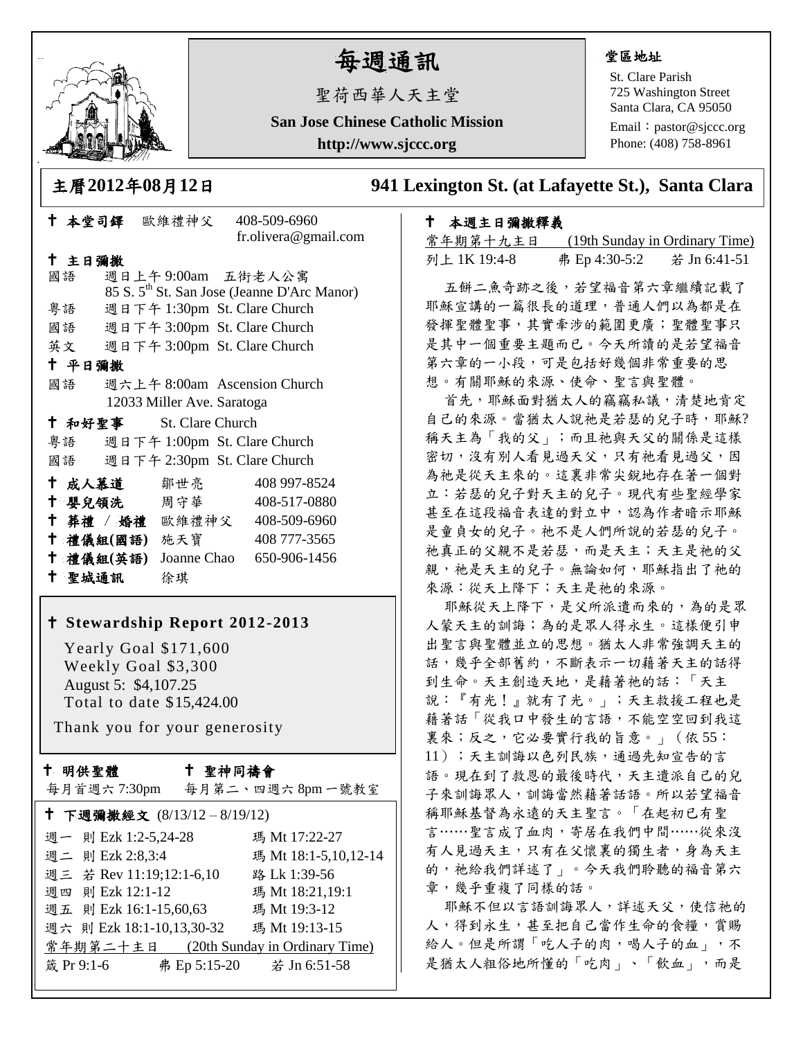# 每週通訊

聖荷西華人天主堂

**San Jose Chinese Catholic Mission**

**http://www.sjccc.org**

**堂區地址**

St. Clare Parish
725 Washington Street
Santa Clara, CA 95050
Email：pastor@sjccc.org
Phone: (408) 758-8961

## 主曆2012年08月12日　　941 Lexington St. (at Lafayette St.), Santa Clara

**✝ 本堂司鐸**　歐維禮神父　408-509-6960
fr.olivera@gmail.com

**✝ 主日彌撒**

國語　週日上午 9:00am　五街老人公寓
85 S. 5th St. San Jose (Jeanne D'Arc Manor)

粵語　週日下午 1:30pm St. Clare Church

國語　週日下午 3:00pm St. Clare Church

英文　週日下午 3:00pm St. Clare Church

**✝ 平日彌撒**

國語　週六上午 8:00am Ascension Church
12033 Miller Ave. Saratoga

**✝ 和好聖事**　St. Clare Church

粵語　週日下午 1:00pm St. Clare Church

國語　週日下午 2:30pm St. Clare Church

| | | |
|---|---|---|
| ✝ 成人慕道 | 鄒世亮 | 408 997-8524 |
| ✝ 嬰兒領洗 | 周守華 | 408-517-0880 |
| ✝ 葬禮 / 婚禮 | 歐維禮神父 | 408-509-6960 |
| ✝ 禮儀組(國語) | 施天寶 | 408 777-3565 |
| ✝ 禮儀組(英語) | Joanne Chao | 650-906-1456 |
| ✝ 聖城通訊 | 徐琪 | |

**✝ Stewardship Report 2012-2013**

Yearly Goal $171,600
Weekly Goal $3,300
August 5: $4,107.25
Total to date $15,424.00

Thank you for your generosity

**✝ 明供聖體**　　**✝ 聖神同禱會**

每月首週六 7:30pm　每月第二、四週六 8pm 一號教室

**✝ 下週彌撒經文** (8/13/12 – 8/19/12)

| | |
|---|---|
| 週一 則 Ezk 1:2-5,24-28 | 瑪 Mt 17:22-27 |
| 週二 則 Ezk 2:8,3:4 | 瑪 Mt 18:1-5,10,12-14 |
| 週三 若 Rev 11:19;12:1-6,10 | 路 Lk 1:39-56 |
| 週四 則 Ezk 12:1-12 | 瑪 Mt 18:21,19:1 |
| 週五 則 Ezk 16:1-15,60,63 | 瑪 Mt 19:3-12 |
| 週六 則 Ezk 18:1-10,13,30-32 | 瑪 Mt 19:13-15 |

常年期第二十主日　(20th Sunday in Ordinary Time)

箴 Pr 9:1-6　弗 Ep 5:15-20　若 Jn 6:51-58

**✝ 本週主日彌撒釋義**

常年期第十九主日　(19th Sunday in Ordinary Time)

列上 1K 19:4-8　弗 Ep 4:30-5:2　若 Jn 6:41-51

五餅二魚奇跡之後，若望福音第六章繼續記載了耶穌宣講的一篇很長的道理，普通人們以為都是在發揮聖體聖事，其實牽涉的範圍更廣；聖體聖事只是其中一個重要主題而已。今天所讀的是若望福音第六章的一小段，可是包括好幾個非常重要的思想。有關耶穌的來源、使命、聖言與聖體。

首先，耶穌面對猶太人的竊竊私議，清楚地肯定自己的來源。當猶太人說祂是若瑟的兒子時，耶穌?稱天主為「我的父」；而且祂與天父的關係是這樣密切，沒有別人看見過天父，只有祂看見過父，因為祂是從天主來的。這裏非常尖銳地存在著一個對立：若瑟的兒子對天主的兒子。現代有些聖經學家甚至在這段福音表達的對立中，認為作者暗示耶穌是童貞女的兒子。祂不是人們所說的若瑟的兒子。祂真正的父親不是若瑟，而是天主；天主是祂的父親，祂是天主的兒子。無論如何，耶穌指出了祂的來源：從天上降下；天主是祂的來源。

耶穌從天上降下，是父所派遣而來的，為的是眾人蒙天主的訓誨；為的是眾人得永生。這樣便引申出聖言與聖體並立的思想。猶太人非常強調天主的話，幾乎全部舊約，不斷表示一切藉著天主的話得到生命。天主創造天地，是藉著祂的話：「天主說：『有光！』就有了光。」；天主救援工程也是藉著話「從我口中發生的言語，不能空空回到我這裏來；反之，它必要實行我的旨意。」（依 55：11）；天主訓誨以色列民族，通過先知宣告的言語。現在到了救恩的最後時代，天主遣派自己的兒子來訓誨眾人，訓誨當然藉著話語。所以若望福音稱耶穌基督為永遠的天主聖言。「在起初已有聖言……聖言成了血肉，寄居在我們中間……從來沒有人見過天主，只有在父懷裏的獨生者，身為天主的，祂給我們詳述了」。今天我們聆聽的福音第六章，幾乎重複了同樣的話。

耶穌不但以言語訓誨眾人，詳述天父，使信祂的人，得到永生，甚至把自己當作生命的食糧，賞賜給人。但是所謂「吃人子的肉，喝人子的血」，不是猶太人粗俗地所懂的「吃肉」、「飲血」，而是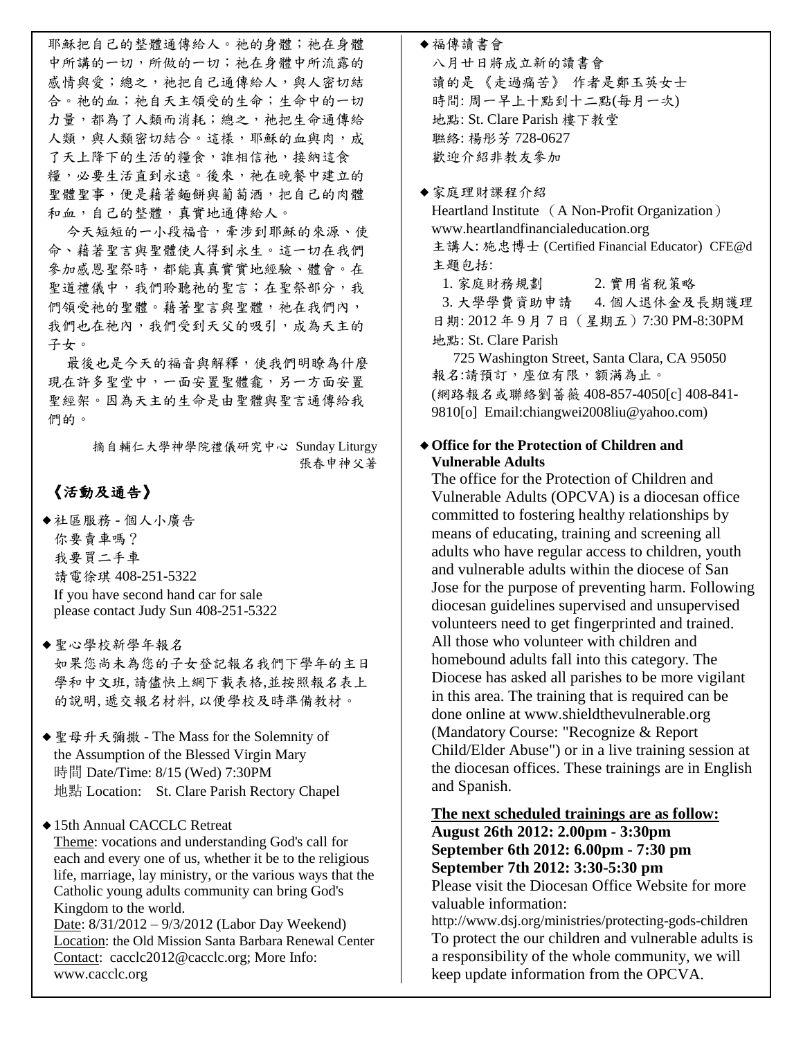耶穌把自己的整體通傳給人。祂的身體；祂在身體中所講的一切，所做的一切；祂在身體中所流露的感情與愛；總之，祂把自己通傳給人，與人密切結合。祂的血；祂自天主領受的生命；生命中的一切力量，都為了人類而消耗；總之，祂把生命通傳給人類，與人類密切結合。這樣，耶穌的血與肉，成了天上降下的生活的糧食，誰相信祂，接納這食糧，必要生活直到永遠。後來，祂在晚餐中建立的聖體聖事，便是藉著麵餅與葡萄酒，把自己的肉體和血，自己的整體，真實地通傳給人。

今天短短的一小段福音，牽涉到耶穌的來源、使命、藉著聖言與聖體使人得到永生。這一切在我們參加感恩聖祭時，都能真真實實地經驗、體會。在聖道禮儀中，我們聆聽祂的聖言；在聖祭部分，我們領受祂的聖體。藉著聖言與聖體，祂在我們內，我們也在祂內，我們受到天父的吸引，成為天主的子女。

最後也是今天的福音與解釋，使我們明瞭為什麼現在許多聖堂中，一面安置聖體龕，另一方面安置聖經架。因為天主的生命是由聖體與聖言通傳給我們的。

摘自輔仁大學神學院禮儀研究中心 Sunday Liturgy
張春申神父著

## 《活動及通告》

◆社區服務 - 個人小廣告
你要賣車嗎？
我要買二手車
請電徐琪 408-251-5322
If you have second hand car for sale
please contact Judy Sun 408-251-5322

◆聖心學校新學年報名
如果您尚未為您的子女登記報名我們下學年的主日學和中文班, 請儘快上網下載表格,並按照報名表上的說明, 遞交報名材料, 以便學校及時準備教材。

◆聖母升天彌撒 - The Mass for the Solemnity of the Assumption of the Blessed Virgin Mary
時間 Date/Time: 8/15 (Wed) 7:30PM
地點 Location: St. Clare Parish Rectory Chapel

◆15th Annual CACCLC Retreat
Theme: vocations and understanding God's call for each and every one of us, whether it be to the religious life, marriage, lay ministry, or the various ways that the Catholic young adults community can bring God's Kingdom to the world.
Date: 8/31/2012 – 9/3/2012 (Labor Day Weekend)
Location: the Old Mission Santa Barbara Renewal Center
Contact: cacclc2012@cacclc.org; More Info: www.cacclc.org

◆福傳讀書會
八月廿日將成立新的讀書會
讀的是 《走過痛苦》 作者是鄭玉英女士
時間: 周一早上十點到十二點(每月一次)
地點: St. Clare Parish 樓下教室
聯絡: 楊彤芳 728-0627
歡迎介紹非教友參加

◆家庭理財課程介紹
Heartland Institute （A Non-Profit Organization）
www.heartlandfinancialeducation.org
主講人: 施忠博士 (Certified Financial Educator) CFE@d
主題包括:
1. 家庭財務規劃　　2. 實用省稅策略
3. 大學學費資助申請　　4. 個人退休金及長期護理
日期: 2012 年 9 月 7 日（星期五）7:30 PM-8:30PM
地點: St. Clare Parish
725 Washington Street, Santa Clara, CA 95050
報名:請預訂，座位有限，額滿為止。
(網路報名或聯絡劉薔薇 408-857-4050[c] 408-841-9810[o] Email:chiangwei2008liu@yahoo.com)

◆**Office for the Protection of Children and Vulnerable Adults**
The office for the Protection of Children and Vulnerable Adults (OPCVA) is a diocesan office committed to fostering healthy relationships by means of educating, training and screening all adults who have regular access to children, youth and vulnerable adults within the diocese of San Jose for the purpose of preventing harm. Following diocesan guidelines supervised and unsupervised volunteers need to get fingerprinted and trained. All those who volunteer with children and homebound adults fall into this category. The Diocese has asked all parishes to be more vigilant in this area. The training that is required can be done online at www.shieldthevulnerable.org (Mandatory Course: "Recognize & Report Child/Elder Abuse") or in a live training session at the diocesan offices. These trainings are in English and Spanish.

**The next scheduled trainings are as follow:**
**August 26th 2012: 2.00pm - 3:30pm**
**September 6th 2012: 6.00pm - 7:30 pm**
**September 7th 2012: 3:30-5:30 pm**
Please visit the Diocesan Office Website for more valuable information:
http://www.dsj.org/ministries/protecting-gods-children
To protect the our children and vulnerable adults is a responsibility of the whole community, we will keep update information from the OPCVA.